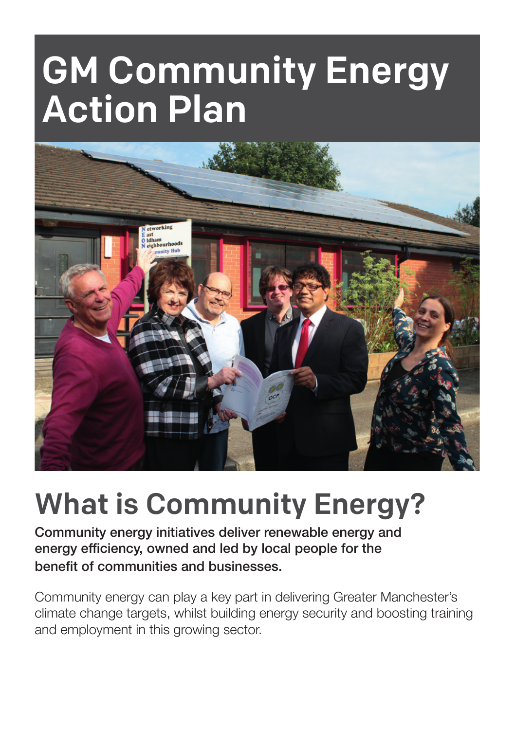# GM Community Energy Action Plan

## What is Community Energy?

**Community energy initiatives deliver renewable energy and energy efficiency, owned and led by local people for the benefit of communities and businesses.**

Community energy can play a key part in delivering Greater Manchester's climate change targets, whilst building energy security and boosting training and employment in this growing sector.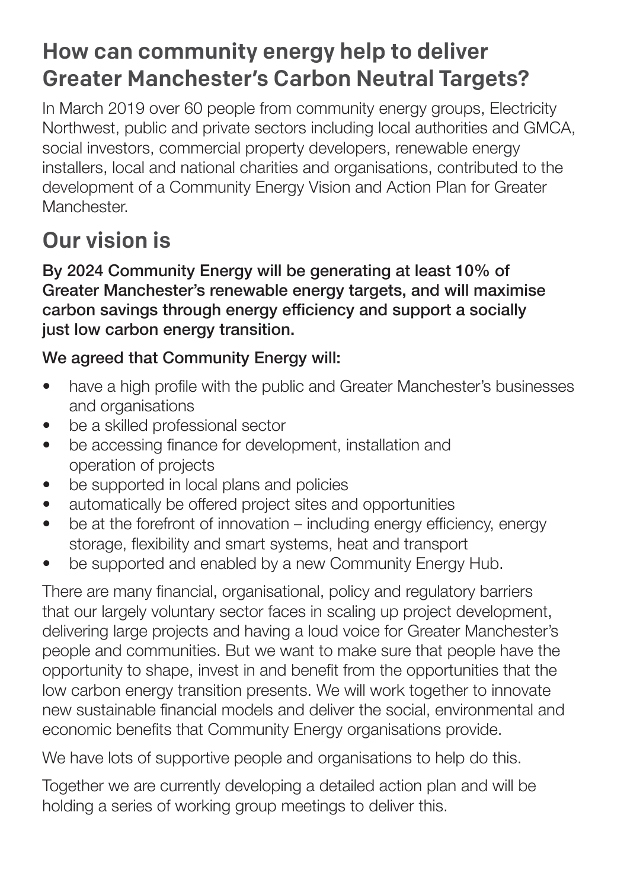## How can community energy help to deliver Greater Manchester's Carbon Neutral Targets?

In March 2019 over 60 people from community energy groups, Electricity Northwest, public and private sectors including local authorities and GMCA, social investors, commercial property developers, renewable energy installers, local and national charities and organisations, contributed to the development of a Community Energy Vision and Action Plan for Greater Manchester.

## Our vision is

**By 2024 Community Energy will be generating at least 10% of Greater Manchester's renewable energy targets, and will maximise carbon savings through energy efficiency and support a socially just low carbon energy transition.**

**We agreed that Community Energy will:**

- have a high profile with the public and Greater Manchester's businesses and organisations
- be a skilled professional sector
- be accessing finance for development, installation and operation of projects
- be supported in local plans and policies
- automatically be offered project sites and opportunities
- be at the forefront of innovation – including energy efficiency, energy storage, flexibility and smart systems, heat and transport
- be supported and enabled by a new Community Energy Hub.

There are many financial, organisational, policy and regulatory barriers that our largely voluntary sector faces in scaling up project development, delivering large projects and having a loud voice for Greater Manchester's people and communities. But we want to make sure that people have the opportunity to shape, invest in and benefit from the opportunities that the low carbon energy transition presents. We will work together to innovate new sustainable financial models and deliver the social, environmental and economic benefits that Community Energy organisations provide.

We have lots of supportive people and organisations to help do this.

Together we are currently developing a detailed action plan and will be holding a series of working group meetings to deliver this.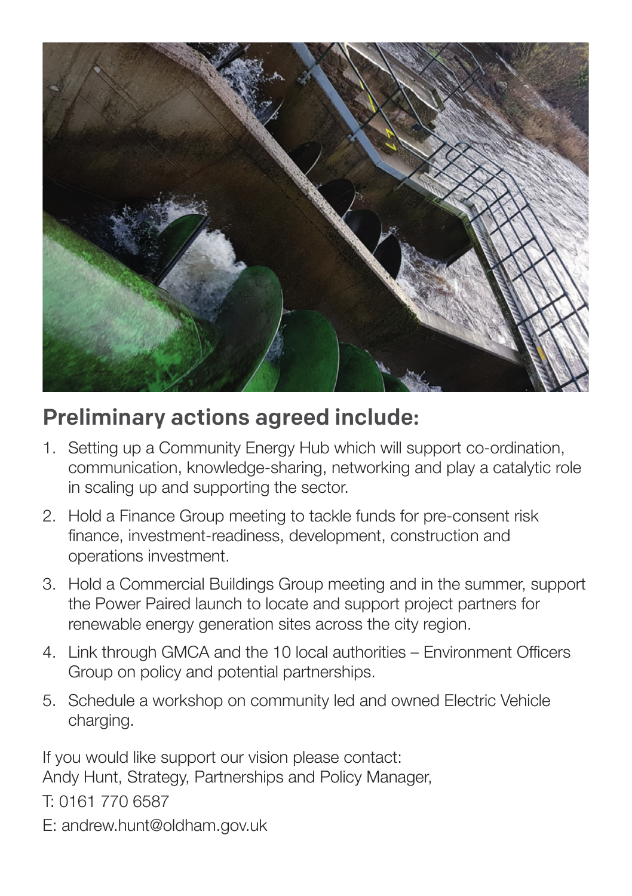## Preliminary actions agreed include:

1. Setting up a Community Energy Hub which will support co-ordination, communication, knowledge-sharing, networking and play a catalytic role in scaling up and supporting the sector.
2. Hold a Finance Group meeting to tackle funds for pre-consent risk finance, investment-readiness, development, construction and operations investment.
3. Hold a Commercial Buildings Group meeting and in the summer, support the Power Paired launch to locate and support project partners for renewable energy generation sites across the city region.
4. Link through GMCA and the 10 local authorities – Environment Officers Group on policy and potential partnerships.
5. Schedule a workshop on community led and owned Electric Vehicle charging.

If you would like support our vision please contact:
Andy Hunt, Strategy, Partnerships and Policy Manager,

T: 0161 770 6587

E: andrew.hunt@oldham.gov.uk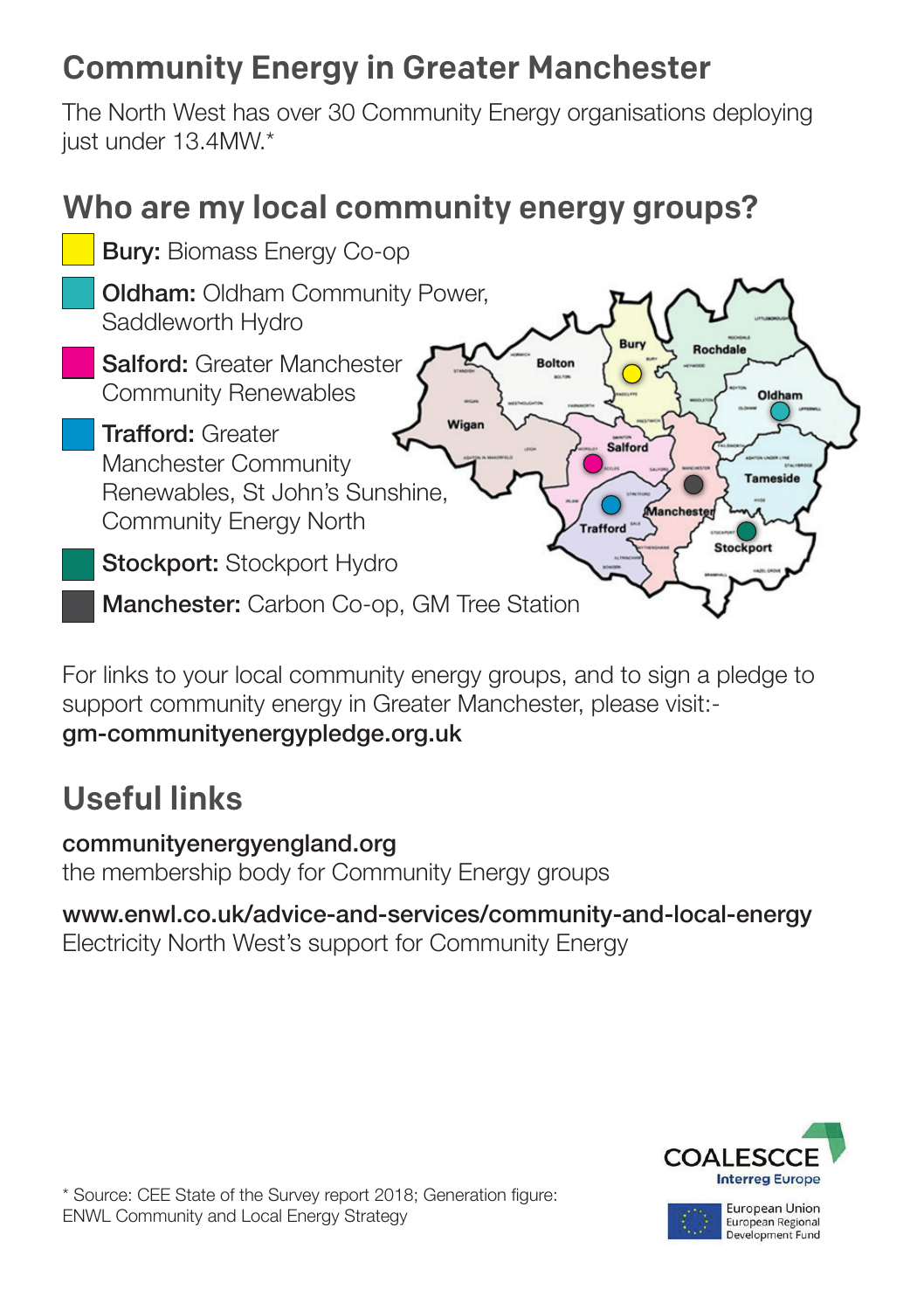# Community Energy in Greater Manchester

The North West has over 30 Community Energy organisations deploying just under 13.4MW.*

## Who are my local community energy groups?

- **Bury:** Biomass Energy Co-op
- **Oldham:** Oldham Community Power, Saddleworth Hydro
- **Salford:** Greater Manchester Community Renewables
- **Trafford:** Greater Manchester Community Renewables, St John's Sunshine, Community Energy North
- **Stockport:** Stockport Hydro
- **Manchester:** Carbon Co-op, GM Tree Station

For links to your local community energy groups, and to sign a pledge to support community energy in Greater Manchester, please visit:-
**gm-communityenergypledge.org.uk**

## Useful links

**communityenergyengland.org**
the membership body for Community Energy groups

**www.enwl.co.uk/advice-and-services/community-and-local-energy**
Electricity North West's support for Community Energy

* Source: CEE State of the Survey report 2018; Generation figure: ENWL Community and Local Energy Strategy

COALESCCE
Interreg Europe

European Union
European Regional Development Fund